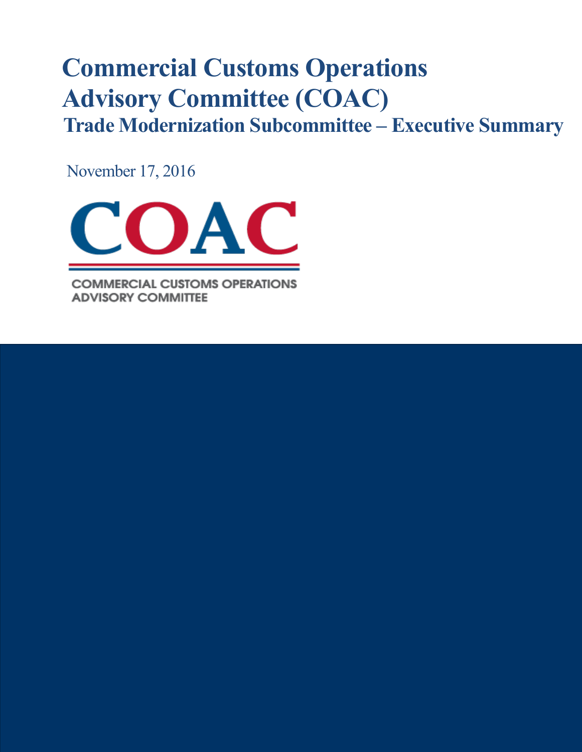# Commercial Customs Operations Advisory Committee (COAC)

## Trade Modernization Subcommittee – Executive Summary

November 17, 2016

COAC

COMMERCIAL CUSTOMS OPERATIONS ADVISORY COMMITTEE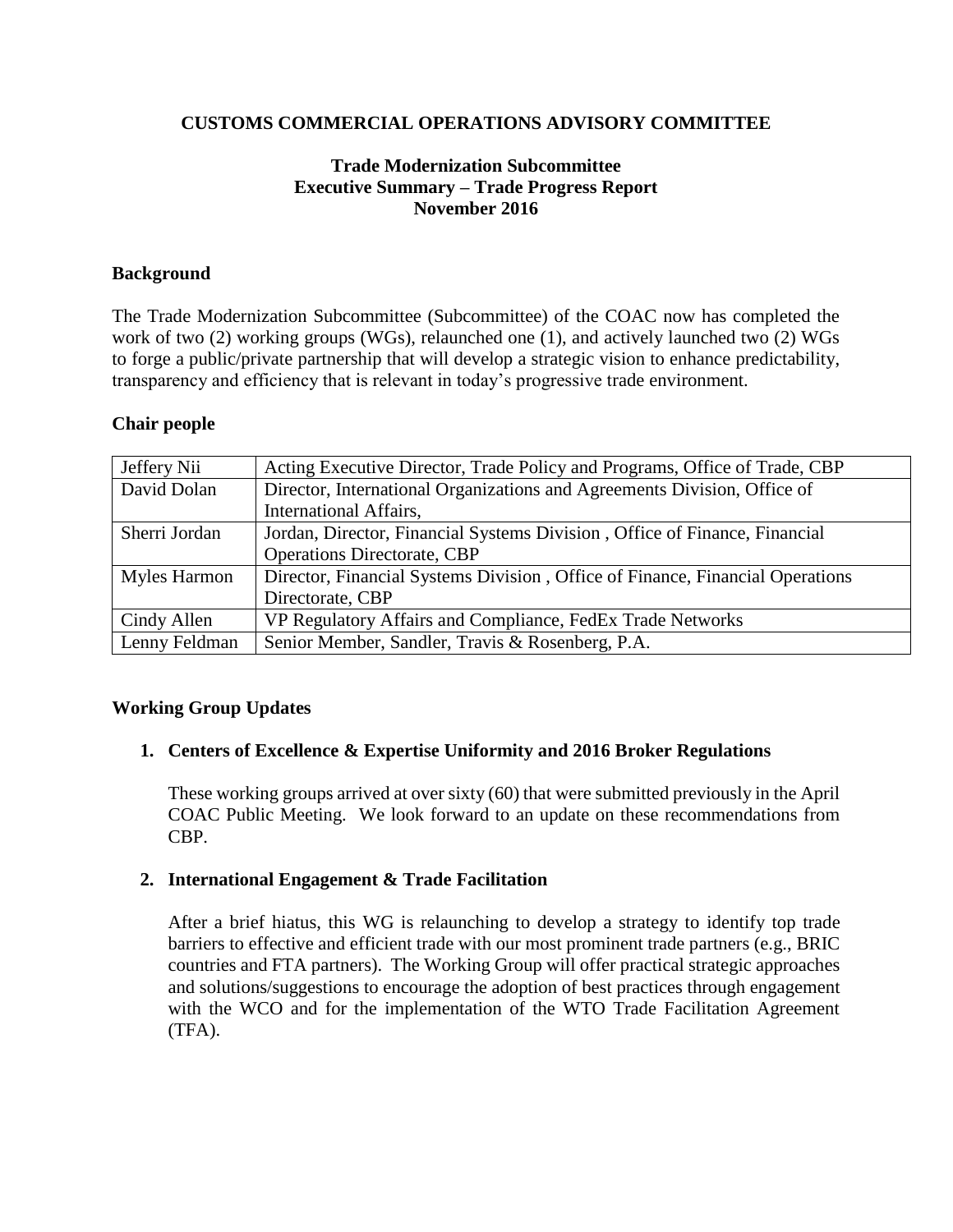**CUSTOMS COMMERCIAL OPERATIONS ADVISORY COMMITTEE**

**Trade Modernization Subcommittee**
**Executive Summary – Trade Progress Report**
**November 2016**

## Background

The Trade Modernization Subcommittee (Subcommittee) of the COAC now has completed the work of two (2) working groups (WGs), relaunched one (1), and actively launched two (2) WGs to forge a public/private partnership that will develop a strategic vision to enhance predictability, transparency and efficiency that is relevant in today's progressive trade environment.

## Chair people

| | |
|---|---|
| Jeffery Nii | Acting Executive Director, Trade Policy and Programs, Office of Trade, CBP |
| David Dolan | Director, International Organizations and Agreements Division, Office of International Affairs, |
| Sherri Jordan | Jordan, Director, Financial Systems Division , Office of Finance, Financial Operations Directorate, CBP |
| Myles Harmon | Director, Financial Systems Division , Office of Finance, Financial Operations Directorate, CBP |
| Cindy Allen | VP Regulatory Affairs and Compliance, FedEx Trade Networks |
| Lenny Feldman | Senior Member, Sandler, Travis & Rosenberg, P.A. |

## Working Group Updates

1. **Centers of Excellence & Expertise Uniformity and 2016 Broker Regulations**

   These working groups arrived at over sixty (60) that were submitted previously in the April COAC Public Meeting. We look forward to an update on these recommendations from CBP.

2. **International Engagement & Trade Facilitation**

   After a brief hiatus, this WG is relaunching to develop a strategy to identify top trade barriers to effective and efficient trade with our most prominent trade partners (e.g., BRIC countries and FTA partners). The Working Group will offer practical strategic approaches and solutions/suggestions to encourage the adoption of best practices through engagement with the WCO and for the implementation of the WTO Trade Facilitation Agreement (TFA).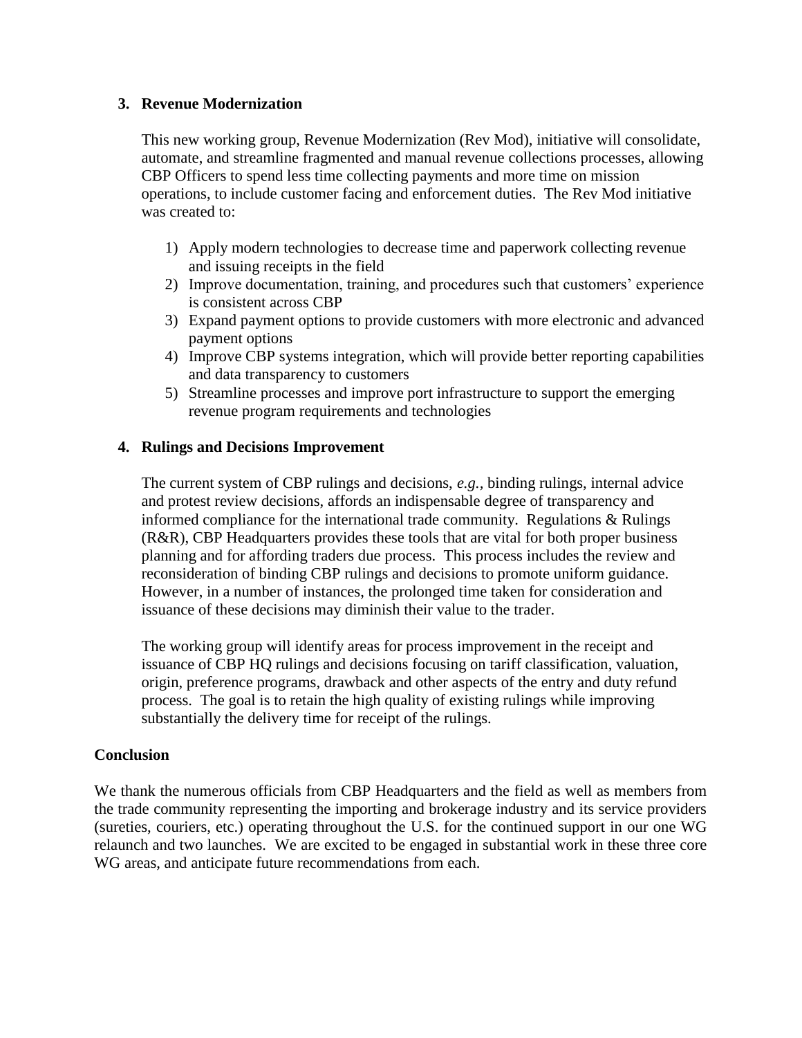### 3. Revenue Modernization

This new working group, Revenue Modernization (Rev Mod), initiative will consolidate, automate, and streamline fragmented and manual revenue collections processes, allowing CBP Officers to spend less time collecting payments and more time on mission operations, to include customer facing and enforcement duties. The Rev Mod initiative was created to:

1) Apply modern technologies to decrease time and paperwork collecting revenue and issuing receipts in the field
2) Improve documentation, training, and procedures such that customers' experience is consistent across CBP
3) Expand payment options to provide customers with more electronic and advanced payment options
4) Improve CBP systems integration, which will provide better reporting capabilities and data transparency to customers
5) Streamline processes and improve port infrastructure to support the emerging revenue program requirements and technologies

### 4. Rulings and Decisions Improvement

The current system of CBP rulings and decisions, *e.g.*, binding rulings, internal advice and protest review decisions, affords an indispensable degree of transparency and informed compliance for the international trade community. Regulations & Rulings (R&R), CBP Headquarters provides these tools that are vital for both proper business planning and for affording traders due process. This process includes the review and reconsideration of binding CBP rulings and decisions to promote uniform guidance. However, in a number of instances, the prolonged time taken for consideration and issuance of these decisions may diminish their value to the trader.

The working group will identify areas for process improvement in the receipt and issuance of CBP HQ rulings and decisions focusing on tariff classification, valuation, origin, preference programs, drawback and other aspects of the entry and duty refund process. The goal is to retain the high quality of existing rulings while improving substantially the delivery time for receipt of the rulings.

## Conclusion

We thank the numerous officials from CBP Headquarters and the field as well as members from the trade community representing the importing and brokerage industry and its service providers (sureties, couriers, etc.) operating throughout the U.S. for the continued support in our one WG relaunch and two launches. We are excited to be engaged in substantial work in these three core WG areas, and anticipate future recommendations from each.